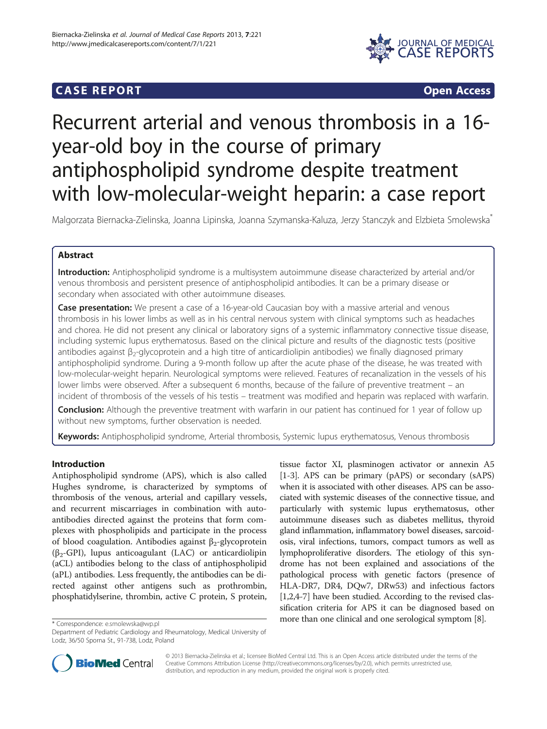**CASE REPORT** **Open Access**

# Recurrent arterial and venous thrombosis in a 16-year-old boy in the course of primary antiphospholipid syndrome despite treatment with low-molecular-weight heparin: a case report

Malgorzata Biernacka-Zielinska, Joanna Lipinska, Joanna Szymanska-Kaluza, Jerzy Stanczyk and Elzbieta Smolewska*

## Abstract

**Introduction:** Antiphospholipid syndrome is a multisystem autoimmune disease characterized by arterial and/or venous thrombosis and persistent presence of antiphospholipid antibodies. It can be a primary disease or secondary when associated with other autoimmune diseases.

**Case presentation:** We present a case of a 16-year-old Caucasian boy with a massive arterial and venous thrombosis in his lower limbs as well as in his central nervous system with clinical symptoms such as headaches and chorea. He did not present any clinical or laboratory signs of a systemic inflammatory connective tissue disease, including systemic lupus erythematosus. Based on the clinical picture and results of the diagnostic tests (positive antibodies against $\beta_2$-glycoprotein and a high titre of anticardiolipin antibodies) we finally diagnosed primary antiphospholipid syndrome. During a 9-month follow up after the acute phase of the disease, he was treated with low-molecular-weight heparin. Neurological symptoms were relieved. Features of recanalization in the vessels of his lower limbs were observed. After a subsequent 6 months, because of the failure of preventive treatment – an incident of thrombosis of the vessels of his testis – treatment was modified and heparin was replaced with warfarin.

**Conclusion:** Although the preventive treatment with warfarin in our patient has continued for 1 year of follow up without new symptoms, further observation is needed.

**Keywords:** Antiphospholipid syndrome, Arterial thrombosis, Systemic lupus erythematosus, Venous thrombosis

## Introduction

Antiphospholipid syndrome (APS), which is also called Hughes syndrome, is characterized by symptoms of thrombosis of the venous, arterial and capillary vessels, and recurrent miscarriages in combination with autoantibodies directed against the proteins that form complexes with phospholipids and participate in the process of blood coagulation. Antibodies against $\beta_2$-glycoprotein ($\beta_2$-GPI), lupus anticoagulant (LAC) or anticardiolipin (aCL) antibodies belong to the class of antiphospholipid (aPL) antibodies. Less frequently, the antibodies can be directed against other antigens such as prothrombin, phosphatidylserine, thrombin, active C protein, S protein, tissue factor XI, plasminogen activator or annexin A5 [1-3]. APS can be primary (pAPS) or secondary (sAPS) when it is associated with other diseases. APS can be associated with systemic diseases of the connective tissue, and particularly with systemic lupus erythematosus, other autoimmune diseases such as diabetes mellitus, thyroid gland inflammation, inflammatory bowel diseases, sarcoidosis, viral infections, tumors, compact tumors as well as lymphoproliferative disorders. The etiology of this syndrome has not been explained and associations of the pathological process with genetic factors (presence of HLA-DR7, DR4, DQw7, DRw53) and infectious factors [1,2,4-7] have been studied. According to the revised classification criteria for APS it can be diagnosed based on more than one clinical and one serological symptom [8].

* Correspondence: e.smolewska@wp.pl
Department of Pediatric Cardiology and Rheumatology, Medical University of Lodz, 36/50 Sporna St., 91-738, Lodz, Poland

© 2013 Biernacka-Zielinska et al.; licensee BioMed Central Ltd. This is an Open Access article distributed under the terms of the Creative Commons Attribution License (http://creativecommons.org/licenses/by/2.0), which permits unrestricted use, distribution, and reproduction in any medium, provided the original work is properly cited.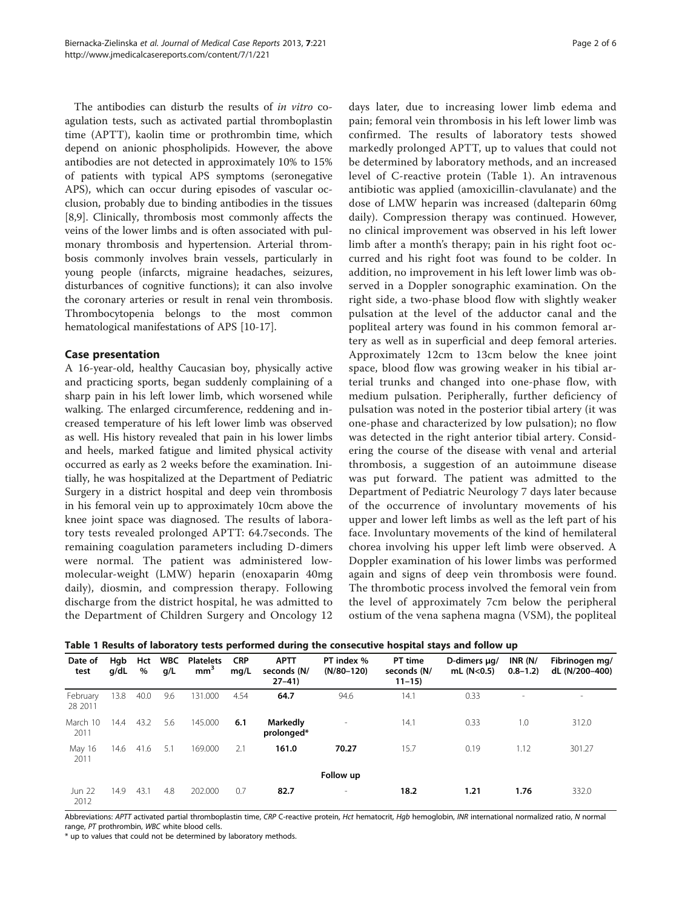The antibodies can disturb the results of *in vitro* coagulation tests, such as activated partial thromboplastin time (APTT), kaolin time or prothrombin time, which depend on anionic phospholipids. However, the above antibodies are not detected in approximately 10% to 15% of patients with typical APS symptoms (seronegative APS), which can occur during episodes of vascular occlusion, probably due to binding antibodies in the tissues [8,9]. Clinically, thrombosis most commonly affects the veins of the lower limbs and is often associated with pulmonary thrombosis and hypertension. Arterial thrombosis commonly involves brain vessels, particularly in young people (infarcts, migraine headaches, seizures, disturbances of cognitive functions); it can also involve the coronary arteries or result in renal vein thrombosis. Thrombocytopenia belongs to the most common hematological manifestations of APS [10-17].

## Case presentation

A 16-year-old, healthy Caucasian boy, physically active and practicing sports, began suddenly complaining of a sharp pain in his left lower limb, which worsened while walking. The enlarged circumference, reddening and increased temperature of his left lower limb was observed as well. His history revealed that pain in his lower limbs and heels, marked fatigue and limited physical activity occurred as early as 2 weeks before the examination. Initially, he was hospitalized at the Department of Pediatric Surgery in a district hospital and deep vein thrombosis in his femoral vein up to approximately 10cm above the knee joint space was diagnosed. The results of laboratory tests revealed prolonged APTT: 64.7seconds. The remaining coagulation parameters including D-dimers were normal. The patient was administered low-molecular-weight (LMW) heparin (enoxaparin 40mg daily), diosmin, and compression therapy. Following discharge from the district hospital, he was admitted to the Department of Children Surgery and Oncology 12 days later, due to increasing lower limb edema and pain; femoral vein thrombosis in his left lower limb was confirmed. The results of laboratory tests showed markedly prolonged APTT, up to values that could not be determined by laboratory methods, and an increased level of C-reactive protein (Table 1). An intravenous antibiotic was applied (amoxicillin-clavulanate) and the dose of LMW heparin was increased (dalteparin 60mg daily). Compression therapy was continued. However, no clinical improvement was observed in his left lower limb after a month's therapy; pain in his right foot occurred and his right foot was found to be colder. In addition, no improvement in his left lower limb was observed in a Doppler sonographic examination. On the right side, a two-phase blood flow with slightly weaker pulsation at the level of the adductor canal and the popliteal artery was found in his common femoral artery as well as in superficial and deep femoral arteries. Approximately 12cm to 13cm below the knee joint space, blood flow was growing weaker in his tibial arterial trunks and changed into one-phase flow, with medium pulsation. Peripherally, further deficiency of pulsation was noted in the posterior tibial artery (it was one-phase and characterized by low pulsation); no flow was detected in the right anterior tibial artery. Considering the course of the disease with venal and arterial thrombosis, a suggestion of an autoimmune disease was put forward. The patient was admitted to the Department of Pediatric Neurology 7 days later because of the occurrence of involuntary movements of his upper and lower left limbs as well as the left part of his face. Involuntary movements of the kind of hemilateral chorea involving his upper left limb were observed. A Doppler examination of his lower limbs was performed again and signs of deep vein thrombosis were found. The thrombotic process involved the femoral vein from the level of approximately 7cm below the peripheral ostium of the vena saphena magna (VSM), the popliteal

**Table 1 Results of laboratory tests performed during the consecutive hospital stays and follow up**

| Date of test | Hgb g/dL | Hct % | WBC g/L | Platelets mm$^3$ | CRP mg/L | APTT seconds (N/ 27–41) | PT index % (N/80–120) | PT time seconds (N/ 11–15) | D-dimers µg/ mL (N<0.5) | INR (N/ 0.8–1.2) | Fibrinogen mg/ dL (N/200–400) |
|---|---|---|---|---|---|---|---|---|---|---|---|
| February 28 2011 | 13.8 | 40.0 | 9.6 | 131.000 | 4.54 | **64.7** | 94.6 | 14.1 | 0.33 | - | - |
| March 10 2011 | 14.4 | 43.2 | 5.6 | 145.000 | **6.1** | **Markedly prolonged*** | - | 14.1 | 0.33 | 1.0 | 312.0 |
| May 16 2011 | 14.6 | 41.6 | 5.1 | 169.000 | 2.1 | **161.0** | **70.27** | 15.7 | 0.19 | 1.12 | 301.27 |
| | | | | | | Follow up | | | | | |
| Jun 22 2012 | 14.9 | 43.1 | 4.8 | 202.000 | 0.7 | **82.7** | - | **18.2** | **1.21** | **1.76** | 332.0 |

Abbreviations: *APTT* activated partial thromboplastin time, *CRP* C-reactive protein, *Hct* hematocrit, *Hgb* hemoglobin, *INR* international normalized ratio, *N* normal range, *PT* prothrombin, *WBC* white blood cells.

* up to values that could not be determined by laboratory methods.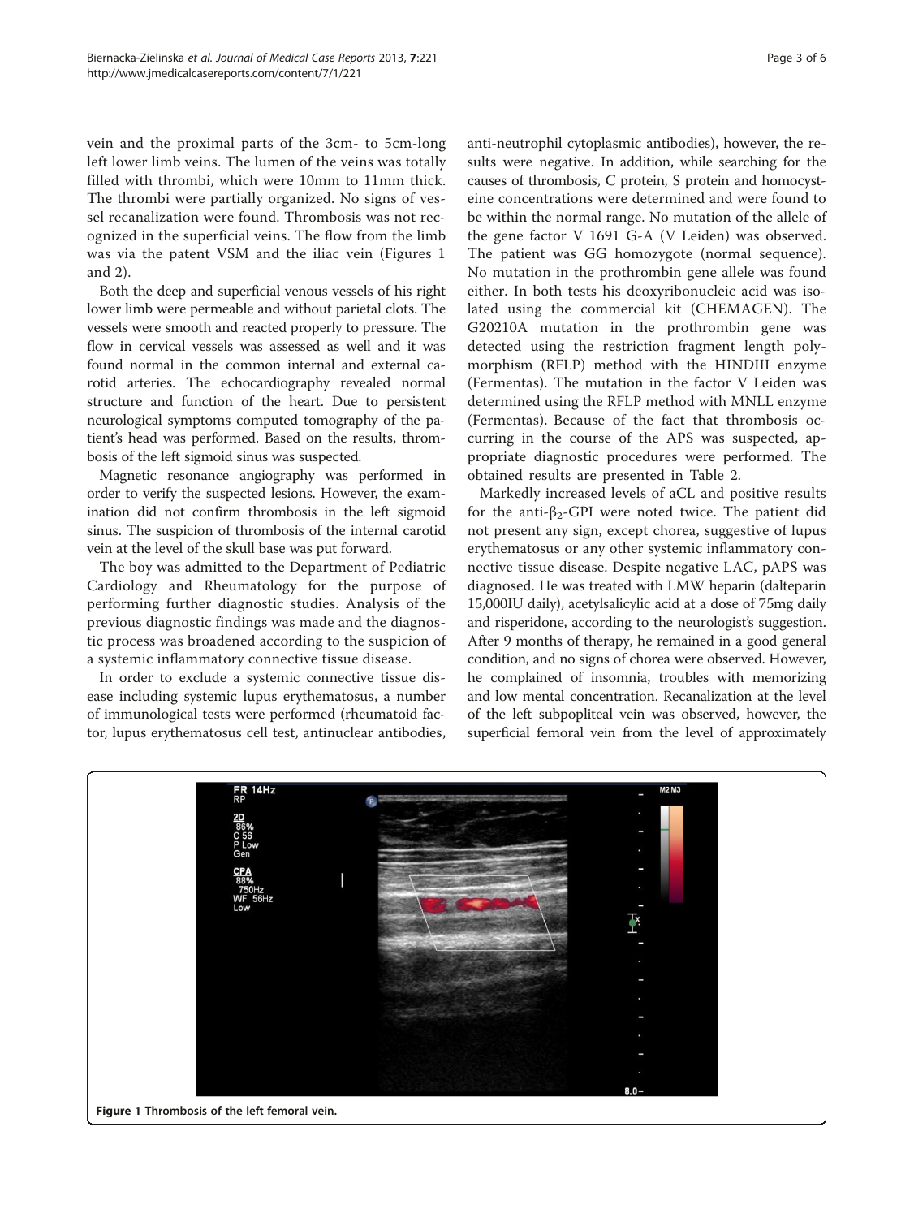vein and the proximal parts of the 3cm- to 5cm-long left lower limb veins. The lumen of the veins was totally filled with thrombi, which were 10mm to 11mm thick. The thrombi were partially organized. No signs of vessel recanalization were found. Thrombosis was not recognized in the superficial veins. The flow from the limb was via the patent VSM and the iliac vein (Figures 1 and 2).

Both the deep and superficial venous vessels of his right lower limb were permeable and without parietal clots. The vessels were smooth and reacted properly to pressure. The flow in cervical vessels was assessed as well and it was found normal in the common internal and external carotid arteries. The echocardiography revealed normal structure and function of the heart. Due to persistent neurological symptoms computed tomography of the patient's head was performed. Based on the results, thrombosis of the left sigmoid sinus was suspected.

Magnetic resonance angiography was performed in order to verify the suspected lesions. However, the examination did not confirm thrombosis in the left sigmoid sinus. The suspicion of thrombosis of the internal carotid vein at the level of the skull base was put forward.

The boy was admitted to the Department of Pediatric Cardiology and Rheumatology for the purpose of performing further diagnostic studies. Analysis of the previous diagnostic findings was made and the diagnostic process was broadened according to the suspicion of a systemic inflammatory connective tissue disease.

In order to exclude a systemic connective tissue disease including systemic lupus erythematosus, a number of immunological tests were performed (rheumatoid factor, lupus erythematosus cell test, antinuclear antibodies, anti-neutrophil cytoplasmic antibodies), however, the results were negative. In addition, while searching for the causes of thrombosis, C protein, S protein and homocysteine concentrations were determined and were found to be within the normal range. No mutation of the allele of the gene factor V 1691 G-A (V Leiden) was observed. The patient was GG homozygote (normal sequence). No mutation in the prothrombin gene allele was found either. In both tests his deoxyribonucleic acid was isolated using the commercial kit (CHEMAGEN). The G20210A mutation in the prothrombin gene was detected using the restriction fragment length polymorphism (RFLP) method with the HINDIII enzyme (Fermentas). The mutation in the factor V Leiden was determined using the RFLP method with MNLL enzyme (Fermentas). Because of the fact that thrombosis occurring in the course of the APS was suspected, appropriate diagnostic procedures were performed. The obtained results are presented in Table 2.

Markedly increased levels of aCL and positive results for the anti-$\beta_2$-GPI were noted twice. The patient did not present any sign, except chorea, suggestive of lupus erythematosus or any other systemic inflammatory connective tissue disease. Despite negative LAC, pAPS was diagnosed. He was treated with LMW heparin (dalteparin 15,000IU daily), acetylsalicylic acid at a dose of 75mg daily and risperidone, according to the neurologist's suggestion. After 9 months of therapy, he remained in a good general condition, and no signs of chorea were observed. However, he complained of insomnia, troubles with memorizing and low mental concentration. Recanalization at the level of the left subpopliteal vein was observed, however, the superficial femoral vein from the level of approximately

**Figure 1** Thrombosis of the left femoral vein.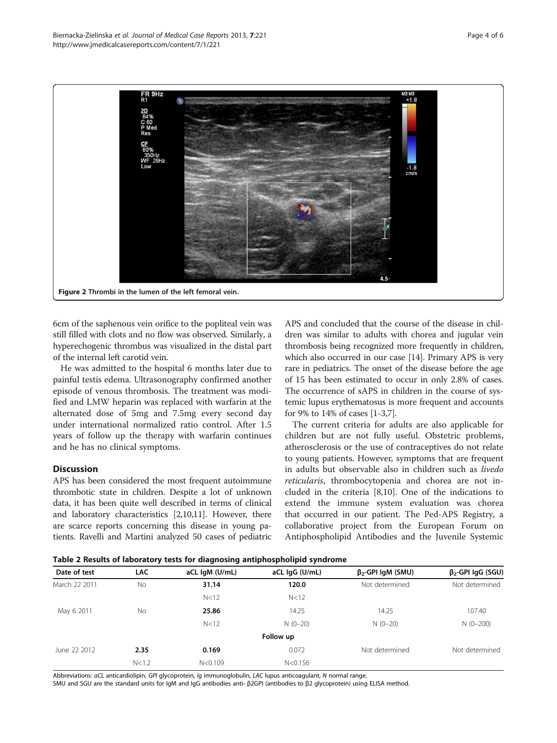Figure 2 Thrombi in the lumen of the left femoral vein.

6cm of the saphenous vein orifice to the popliteal vein was still filled with clots and no flow was observed. Similarly, a hyperechogenic thrombus was visualized in the distal part of the internal left carotid vein.

He was admitted to the hospital 6 months later due to painful testis edema. Ultrasonography confirmed another episode of venous thrombosis. The treatment was modified and LMW heparin was replaced with warfarin at the alternated dose of 5mg and 7.5mg every second day under international normalized ratio control. After 1.5 years of follow up the therapy with warfarin continues and he has no clinical symptoms.

## Discussion

APS has been considered the most frequent autoimmune thrombotic state in children. Despite a lot of unknown data, it has been quite well described in terms of clinical and laboratory characteristics [2,10,11]. However, there are scarce reports concerning this disease in young patients. Ravelli and Martini analyzed 50 cases of pediatric APS and concluded that the course of the disease in children was similar to adults with chorea and jugular vein thrombosis being recognized more frequently in children, which also occurred in our case [14]. Primary APS is very rare in pediatrics. The onset of the disease before the age of 15 has been estimated to occur in only 2.8% of cases. The occurrence of sAPS in children in the course of systemic lupus erythematosus is more frequent and accounts for 9% to 14% of cases [1-3,7].

The current criteria for adults are also applicable for children but are not fully useful. Obstetric problems, atherosclerosis or the use of contraceptives do not relate to young patients. However, symptoms that are frequent in adults but observable also in children such as *livedo reticularis*, thrombocytopenia and chorea are not included in the criteria [8,10]. One of the indications to extend the immune system evaluation was chorea that occurred in our patient. The Ped-APS Registry, a collaborative project from the European Forum on Antiphospholipid Antibodies and the Juvenile Systemic

**Table 2 Results of laboratory tests for diagnosing antiphospholipid syndrome**

| Date of test | LAC | aCL IgM (U/mL) | aCL IgG (U/mL) | $\beta_2$-GPI IgM (SMU) | $\beta_2$-GPI IgG (SGU) |
|---|---|---|---|---|---|
| March 22 2011 | No | **31.14** | **120.0** | Not determined | Not determined |
| | | N<12 | N<12 | | |
| May 6 2011 | No | **25.86** | 14.25 | 14.25 | 107.40 |
| | | N<12 | N (0–20) | N (0–20) | N (0–200) |
| | | | Follow up | | |
| June 22 2012 | **2.35** | **0.169** | 0.072 | Not determined | Not determined |
| | N<1.2 | N<0.109 | N<0.156 | | |

Abbreviations: *aCL* anticardiolipin, *GPI* glycoprotein, *Ig* immunoglobulin, *LAC* lupus anticoagulant, *N* normal range.
SMU and SGU are the standard units for IgM and IgG antibodies anti- β2GPI (antibodies to β2 glycoprotein) using ELISA method.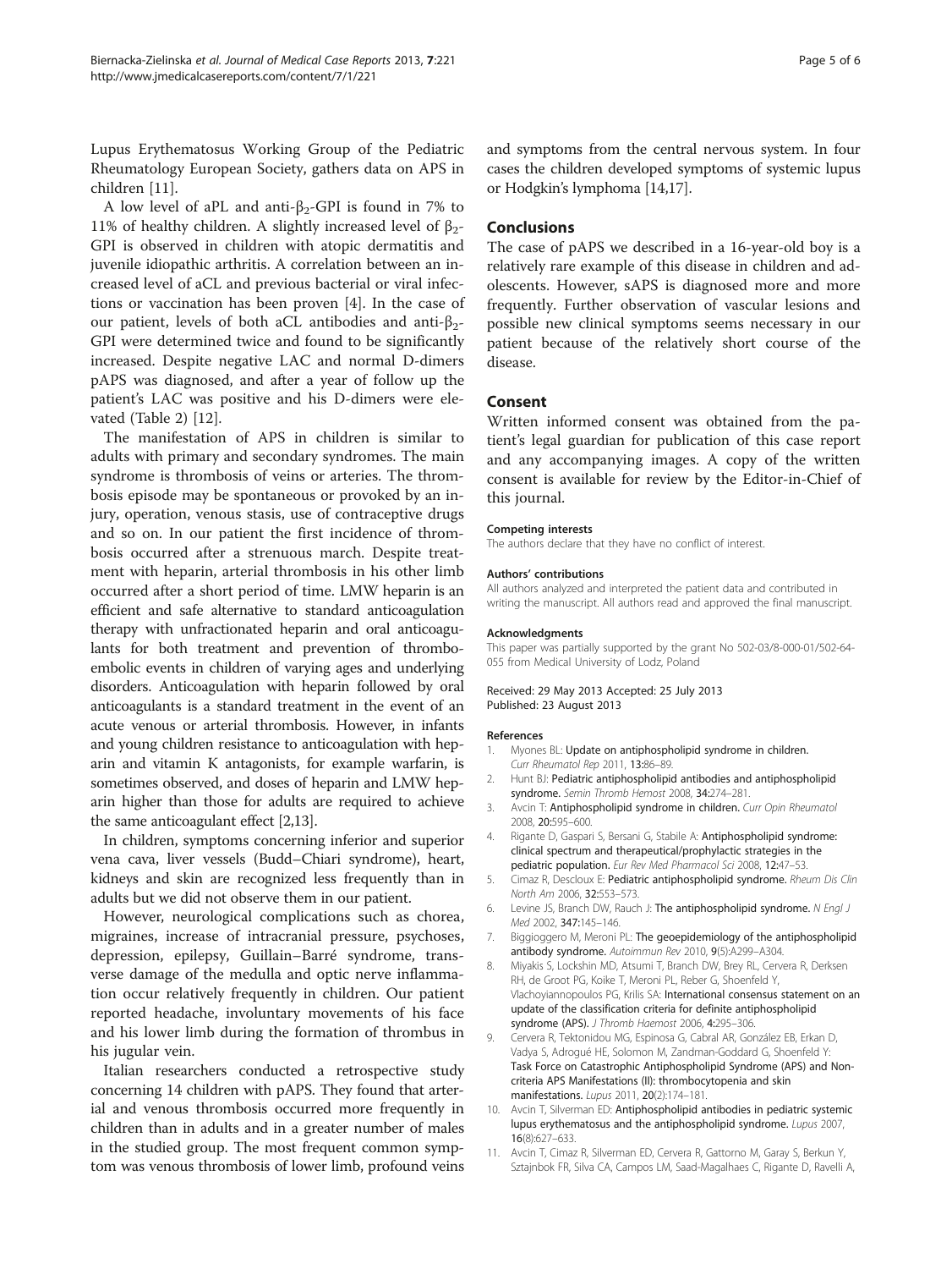Lupus Erythematosus Working Group of the Pediatric Rheumatology European Society, gathers data on APS in children [11].

A low level of aPL and anti-$\beta_2$-GPI is found in 7% to 11% of healthy children. A slightly increased level of $\beta_2$-GPI is observed in children with atopic dermatitis and juvenile idiopathic arthritis. A correlation between an increased level of aCL and previous bacterial or viral infections or vaccination has been proven [4]. In the case of our patient, levels of both aCL antibodies and anti-$\beta_2$-GPI were determined twice and found to be significantly increased. Despite negative LAC and normal D-dimers pAPS was diagnosed, and after a year of follow up the patient's LAC was positive and his D-dimers were elevated (Table 2) [12].

The manifestation of APS in children is similar to adults with primary and secondary syndromes. The main syndrome is thrombosis of veins or arteries. The thrombosis episode may be spontaneous or provoked by an injury, operation, venous stasis, use of contraceptive drugs and so on. In our patient the first incidence of thrombosis occurred after a strenuous march. Despite treatment with heparin, arterial thrombosis in his other limb occurred after a short period of time. LMW heparin is an efficient and safe alternative to standard anticoagulation therapy with unfractionated heparin and oral anticoagulants for both treatment and prevention of thromboembolic events in children of varying ages and underlying disorders. Anticoagulation with heparin followed by oral anticoagulants is a standard treatment in the event of an acute venous or arterial thrombosis. However, in infants and young children resistance to anticoagulation with heparin and vitamin K antagonists, for example warfarin, is sometimes observed, and doses of heparin and LMW heparin higher than those for adults are required to achieve the same anticoagulant effect [2,13].

In children, symptoms concerning inferior and superior vena cava, liver vessels (Budd–Chiari syndrome), heart, kidneys and skin are recognized less frequently than in adults but we did not observe them in our patient.

However, neurological complications such as chorea, migraines, increase of intracranial pressure, psychoses, depression, epilepsy, Guillain–Barré syndrome, transverse damage of the medulla and optic nerve inflammation occur relatively frequently in children. Our patient reported headache, involuntary movements of his face and his lower limb during the formation of thrombus in his jugular vein.

Italian researchers conducted a retrospective study concerning 14 children with pAPS. They found that arterial and venous thrombosis occurred more frequently in children than in adults and in a greater number of males in the studied group. The most frequent common symptom was venous thrombosis of lower limb, profound veins and symptoms from the central nervous system. In four cases the children developed symptoms of systemic lupus or Hodgkin's lymphoma [14,17].

## Conclusions

The case of pAPS we described in a 16-year-old boy is a relatively rare example of this disease in children and adolescents. However, sAPS is diagnosed more and more frequently. Further observation of vascular lesions and possible new clinical symptoms seems necessary in our patient because of the relatively short course of the disease.

## Consent

Written informed consent was obtained from the patient's legal guardian for publication of this case report and any accompanying images. A copy of the written consent is available for review by the Editor-in-Chief of this journal.

#### Competing interests

The authors declare that they have no conflict of interest.

#### Authors' contributions

All authors analyzed and interpreted the patient data and contributed in writing the manuscript. All authors read and approved the final manuscript.

#### Acknowledgments

This paper was partially supported by the grant No 502-03/8-000-01/502-64-055 from Medical University of Lodz, Poland

Received: 29 May 2013 Accepted: 25 July 2013
Published: 23 August 2013

#### References

1. Myones BL: **Update on antiphospholipid syndrome in children.** *Curr Rheumatol Rep* 2011, **13:**86–89.
2. Hunt BJ: **Pediatric antiphospholipid antibodies and antiphospholipid syndrome.** *Semin Thromb Hemost* 2008, **34:**274–281.
3. Avcin T: **Antiphospholipid syndrome in children.** *Curr Opin Rheumatol* 2008, **20:**595–600.
4. Rigante D, Gaspari S, Bersani G, Stabile A: **Antiphospholipid syndrome: clinical spectrum and therapeutical/prophylactic strategies in the pediatric population.** *Eur Rev Med Pharmacol Sci* 2008, **12:**47–53.
5. Cimaz R, Descloux E: **Pediatric antiphospholipid syndrome.** *Rheum Dis Clin North Am* 2006, **32:**553–573.
6. Levine JS, Branch DW, Rauch J: **The antiphospholipid syndrome.** *N Engl J Med* 2002, **347:**145–146.
7. Biggioggero M, Meroni PL: **The geoepidemiology of the antiphospholipid antibody syndrome.** *Autoimmun Rev* 2010, **9**(5):A299–A304.
8. Miyakis S, Lockshin MD, Atsumi T, Branch DW, Brey RL, Cervera R, Derksen RH, de Groot PG, Koike T, Meroni PL, Reber G, Shoenfeld Y, Vlachoyiannopoulos PG, Krilis SA: **International consensus statement on an update of the classification criteria for definite antiphospholipid syndrome (APS).** *J Thromb Haemost* 2006, **4:**295–306.
9. Cervera R, Tektonidou MG, Espinosa G, Cabral AR, González EB, Erkan D, Vadya S, Adrogué HE, Solomon M, Zandman-Goddard G, Shoenfeld Y: **Task Force on Catastrophic Antiphospholipid Syndrome (APS) and Non-criteria APS Manifestations (II): thrombocytopenia and skin manifestations.** *Lupus* 2011, **20**(2):174–181.
10. Avcin T, Silverman ED: **Antiphospholipid antibodies in pediatric systemic lupus erythematosus and the antiphospholipid syndrome.** *Lupus* 2007, **16**(8):627–633.
11. Avcin T, Cimaz R, Silverman ED, Cervera R, Gattorno M, Garay S, Berkun Y, Sztajnbok FR, Silva CA, Campos LM, Saad-Magalhaes C, Rigante D, Ravelli A,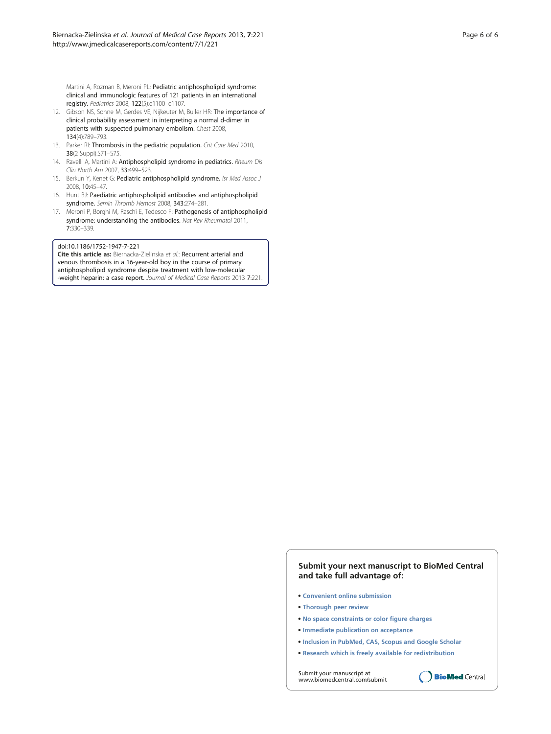Martini A, Rozman B, Meroni PL: **Pediatric antiphospholipid syndrome: clinical and immunologic features of 121 patients in an international registry.** *Pediatrics* 2008, **122**(5):e1100–e1107.

12. Gibson NS, Sohne M, Gerdes VE, Nijkeuter M, Buller HR: **The importance of clinical probability assessment in interpreting a normal d-dimer in patients with suspected pulmonary embolism.** *Chest* 2008, **134**(4):789–793.
13. Parker RI: **Thrombosis in the pediatric population.** *Crit Care Med* 2010, **38**(2 Suppl):S71–S75.
14. Ravelli A, Martini A: **Antiphospholipid syndrome in pediatrics.** *Rheum Dis Clin North Am* 2007, **33:**499–523.
15. Berkun Y, Kenet G: **Pediatric antiphospholipid syndrome.** *Isr Med Assoc J* 2008, **10:**45–47.
16. Hunt BJ: **Paediatric antiphospholipid antibodies and antiphospholipid syndrome.** *Semin Thromb Hemost* 2008, **343:**274–281.
17. Meroni P, Borghi M, Raschi E, Tedesco F: **Pathogenesis of antiphospholipid syndrome: understanding the antibodies.** *Nat Rev Rheumatol* 2011, **7:**330–339.

doi:10.1186/1752-1947-7-221
**Cite this article as:** Biernacka-Zielinska *et al.*: **Recurrent arterial and venous thrombosis in a 16-year-old boy in the course of primary antiphospholipid syndrome despite treatment with low-molecular -weight heparin: a case report.** *Journal of Medical Case Reports* 2013 **7**:221.

**Submit your next manuscript to BioMed Central and take full advantage of:**

- **Convenient online submission**
- **Thorough peer review**
- **No space constraints or color figure charges**
- **Immediate publication on acceptance**
- **Inclusion in PubMed, CAS, Scopus and Google Scholar**
- **Research which is freely available for redistribution**

Submit your manuscript at
www.biomedcentral.com/submit

BioMed Central